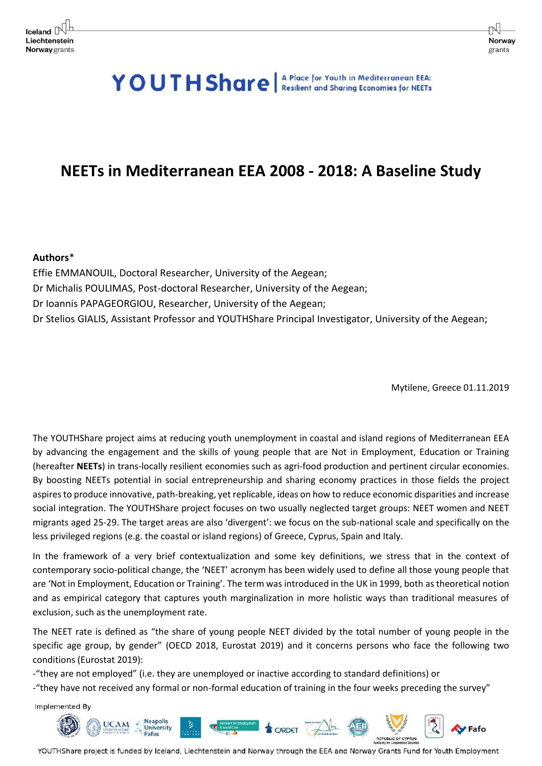YOUTHShare | A Place for Youth in Mediterranean EEA: Resilient and Sharing Economies for NEETs

# NEETs in Mediterranean EEA 2008 - 2018: A Baseline Study

**Authors***

Effie EMMANOUIL, Doctoral Researcher, University of the Aegean;

Dr Michalis POULIMAS, Post-doctoral Researcher, University of the Aegean;

Dr Ioannis PAPAGEORGIOU, Researcher, University of the Aegean;

Dr Stelios GIALIS, Assistant Professor and YOUTHShare Principal Investigator, University of the Aegean;

Mytilene, Greece 01.11.2019

The YOUTHShare project aims at reducing youth unemployment in coastal and island regions of Mediterranean EEA by advancing the engagement and the skills of young people that are Not in Employment, Education or Training (hereafter **NEETs**) in trans-locally resilient economies such as agri-food production and pertinent circular economies. By boosting NEETs potential in social entrepreneurship and sharing economy practices in those fields the project aspires to produce innovative, path-breaking, yet replicable, ideas on how to reduce economic disparities and increase social integration. The YOUTHShare project focuses on two usually neglected target groups: NEET women and NEET migrants aged 25-29. The target areas are also 'divergent': we focus on the sub-national scale and specifically on the less privileged regions (e.g. the coastal or island regions) of Greece, Cyprus, Spain and Italy.

In the framework of a very brief contextualization and some key definitions, we stress that in the context of contemporary socio-political change, the 'NEET' acronym has been widely used to define all those young people that are 'Not in Employment, Education or Training'. The term was introduced in the UK in 1999, both as theoretical notion and as empirical category that captures youth marginalization in more holistic ways than traditional measures of exclusion, such as the unemployment rate.

The NEET rate is defined as "the share of young people NEET divided by the total number of young people in the specific age group, by gender" (OECD 2018, Eurostat 2019) and it concerns persons who face the following two conditions (Eurostat 2019):

-"they are not employed" (i.e. they are unemployed or inactive according to standard definitions) or

-"they have not received any formal or non-formal education of training in the four weeks preceding the survey"

Implemented By

YOUTHShare project is funded by Iceland, Liechtenstein and Norway through the EEA and Norway Grants Fund for Youth Employment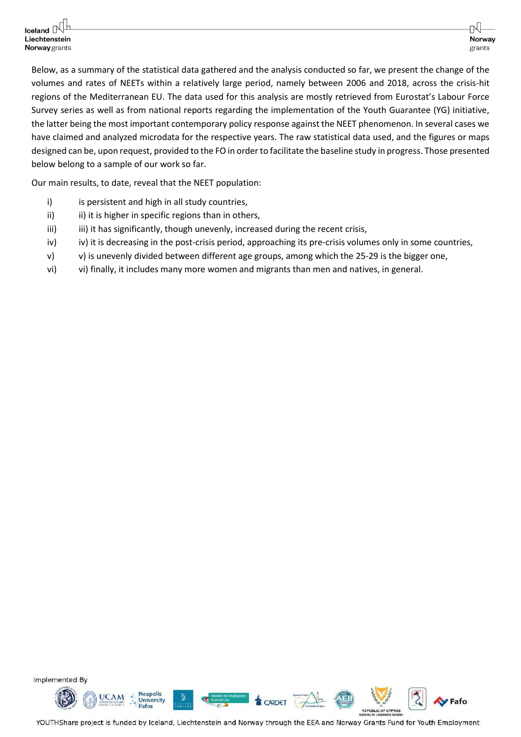Below, as a summary of the statistical data gathered and the analysis conducted so far, we present the change of the volumes and rates of NEETs within a relatively large period, namely between 2006 and 2018, across the crisis-hit regions of the Mediterranean EU. The data used for this analysis are mostly retrieved from Eurostat's Labour Force Survey series as well as from national reports regarding the implementation of the Youth Guarantee (YG) initiative, the latter being the most important contemporary policy response against the NEET phenomenon. In several cases we have claimed and analyzed microdata for the respective years. The raw statistical data used, and the figures or maps designed can be, upon request, provided to the FO in order to facilitate the baseline study in progress. Those presented below belong to a sample of our work so far.

Our main results, to date, reveal that the NEET population:

i) is persistent and high in all study countries,

ii) ii) it is higher in specific regions than in others,

iii) iii) it has significantly, though unevenly, increased during the recent crisis,

iv) iv) it is decreasing in the post-crisis period, approaching its pre-crisis volumes only in some countries,

v) v) is unevenly divided between different age groups, among which the 25-29 is the bigger one,

vi) vi) finally, it includes many more women and migrants than men and natives, in general.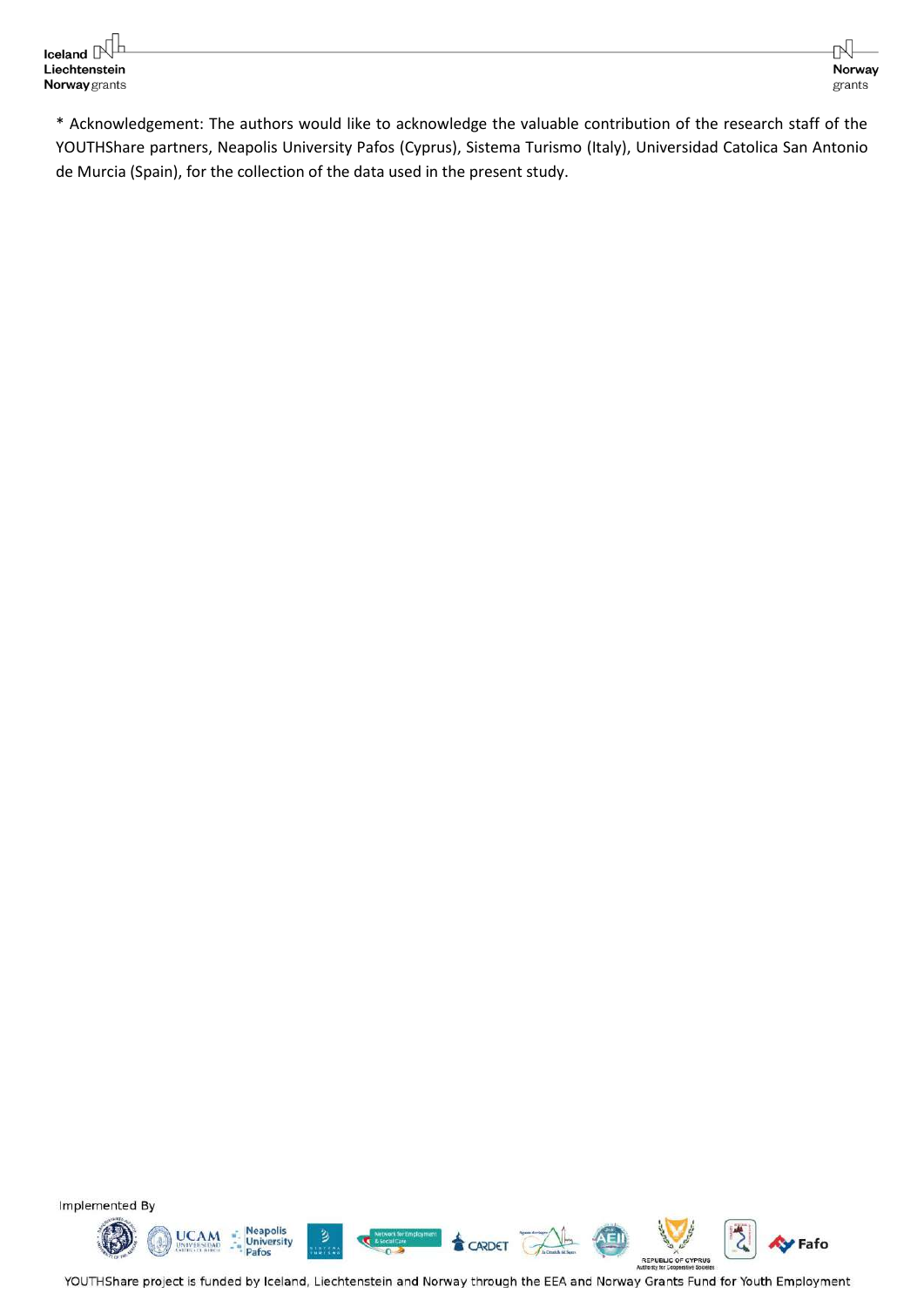* Acknowledgement: The authors would like to acknowledge the valuable contribution of the research staff of the YOUTHShare partners, Neapolis University Pafos (Cyprus), Sistema Turismo (Italy), Universidad Catolica San Antonio de Murcia (Spain), for the collection of the data used in the present study.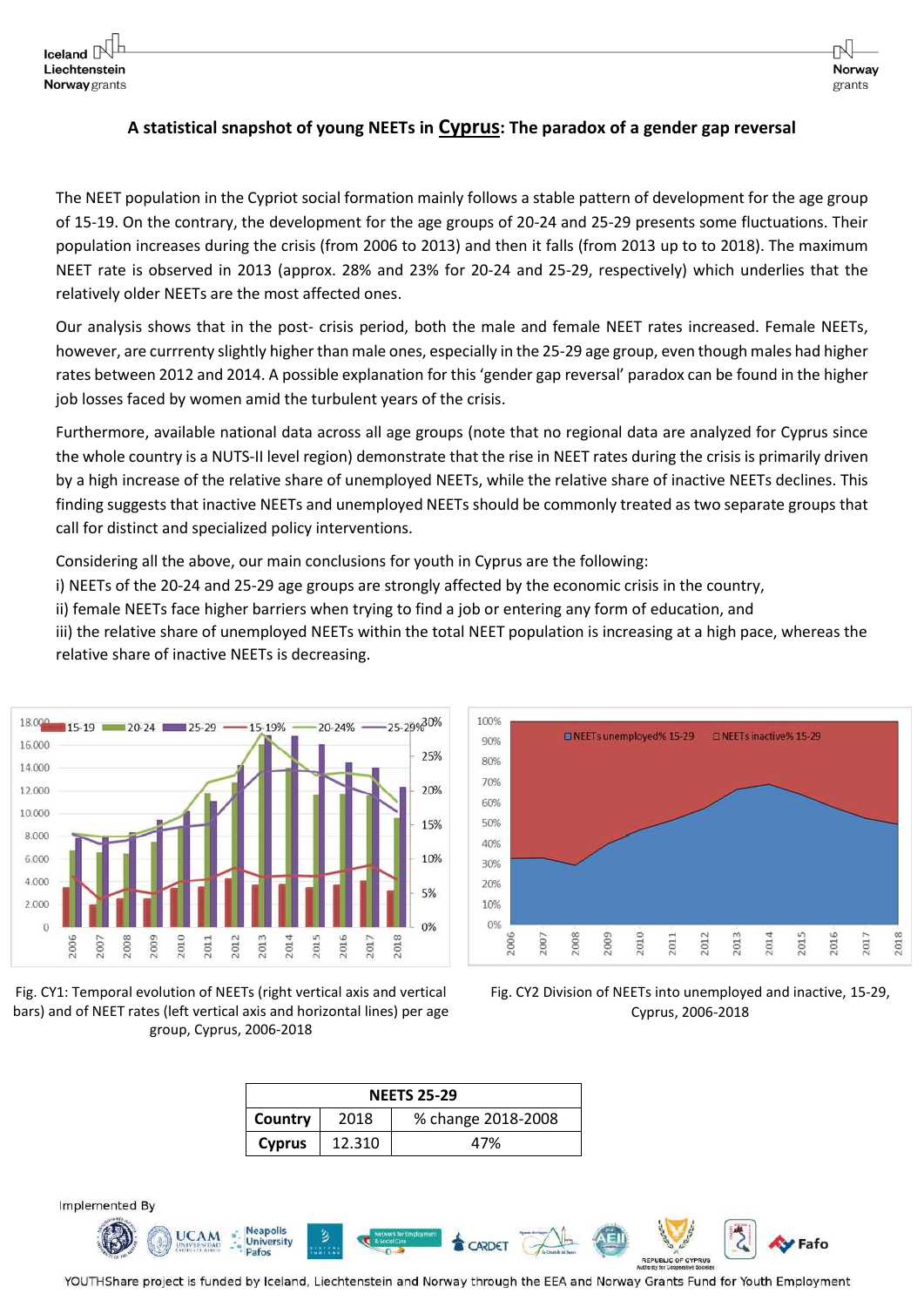# A statistical snapshot of young NEETs in Cyprus: The paradox of a gender gap reversal

The NEET population in the Cypriot social formation mainly follows a stable pattern of development for the age group of 15-19. On the contrary, the development for the age groups of 20-24 and 25-29 presents some fluctuations. Their population increases during the crisis (from 2006 to 2013) and then it falls (from 2013 up to to 2018). The maximum NEET rate is observed in 2013 (approx. 28% and 23% for 20-24 and 25-29, respectively) which underlies that the relatively older NEETs are the most affected ones.

Our analysis shows that in the post- crisis period, both the male and female NEET rates increased. Female NEETs, however, are currrenty slightly higher than male ones, especially in the 25-29 age group, even though males had higher rates between 2012 and 2014. A possible explanation for this 'gender gap reversal' paradox can be found in the higher job losses faced by women amid the turbulent years of the crisis.

Furthermore, available national data across all age groups (note that no regional data are analyzed for Cyprus since the whole country is a NUTS-II level region) demonstrate that the rise in NEET rates during the crisis is primarily driven by a high increase of the relative share of unemployed NEETs, while the relative share of inactive NEETs declines. This finding suggests that inactive NEETs and unemployed NEETs should be commonly treated as two separate groups that call for distinct and specialized policy interventions.

Considering all the above, our main conclusions for youth in Cyprus are the following:

i) NEETs of the 20-24 and 25-29 age groups are strongly affected by the economic crisis in the country,
ii) female NEETs face higher barriers when trying to find a job or entering any form of education, and
iii) the relative share of unemployed NEETs within the total NEET population is increasing at a high pace, whereas the relative share of inactive NEETs is decreasing.

Fig. CY1: Temporal evolution of NEETs (right vertical axis and vertical bars) and of NEET rates (left vertical axis and horizontal lines) per age group, Cyprus, 2006-2018

Fig. CY2 Division of NEETs into unemployed and inactive, 15-29, Cyprus, 2006-2018

| NEETS 25-29 | | |
|---|---|---|
| **Country** | 2018 | % change 2018-2008 |
| **Cyprus** | 12.310 | 47% |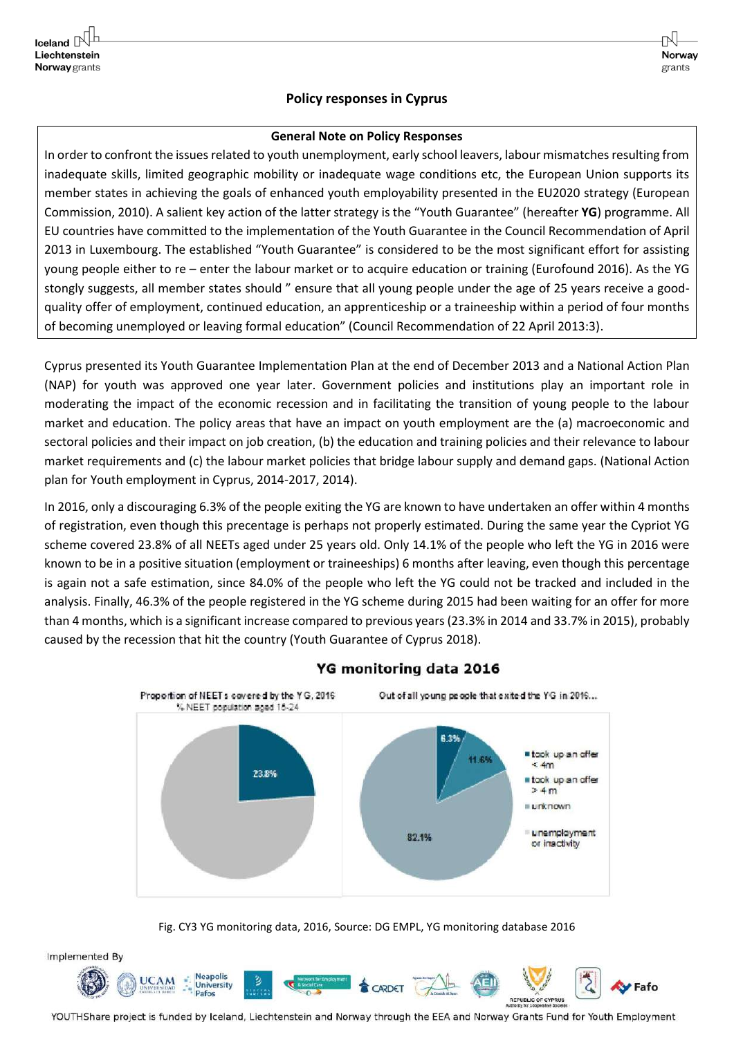## Policy responses in Cyprus

**General Note on Policy Responses**

In order to confront the issues related to youth unemployment, early school leavers, labour mismatches resulting from inadequate skills, limited geographic mobility or inadequate wage conditions etc, the European Union supports its member states in achieving the goals of enhanced youth employability presented in the EU2020 strategy (European Commission, 2010). A salient key action of the latter strategy is the "Youth Guarantee" (hereafter **YG**) programme. All EU countries have committed to the implementation of the Youth Guarantee in the Council Recommendation of April 2013 in Luxembourg. The established "Youth Guarantee" is considered to be the most significant effort for assisting young people either to re – enter the labour market or to acquire education or training (Eurofound 2016). As the YG stongly suggests, all member states should " ensure that all young people under the age of 25 years receive a good-quality offer of employment, continued education, an apprenticeship or a traineeship within a period of four months of becoming unemployed or leaving formal education" (Council Recommendation of 22 April 2013:3).

Cyprus presented its Youth Guarantee Implementation Plan at the end of December 2013 and a National Action Plan (NAP) for youth was approved one year later. Government policies and institutions play an important role in moderating the impact of the economic recession and in facilitating the transition of young people to the labour market and education. The policy areas that have an impact on youth employment are the (a) macroeconomic and sectoral policies and their impact on job creation, (b) the education and training policies and their relevance to labour market requirements and (c) the labour market policies that bridge labour supply and demand gaps. (National Action plan for Youth employment in Cyprus, 2014-2017, 2014).

In 2016, only a discouraging 6.3% of the people exiting the YG are known to have undertaken an offer within 4 months of registration, even though this precentage is perhaps not properly estimated. During the same year the Cypriot YG scheme covered 23.8% of all NEETs aged under 25 years old. Only 14.1% of the people who left the YG in 2016 were known to be in a positive situation (employment or traineeships) 6 months after leaving, even though this percentage is again not a safe estimation, since 84.0% of the people who left the YG could not be tracked and included in the analysis. Finally, 46.3% of the people registered in the YG scheme during 2015 had been waiting for an offer for more than 4 months, which is a significant increase compared to previous years (23.3% in 2014 and 33.7% in 2015), probably caused by the recession that hit the country (Youth Guarantee of Cyprus 2018).

**YG monitoring data 2016**

Proportion of NEETs covered by the YG, 2016 (% NEET population aged 15-24): 23.8%

Out of all young people that exited the YG in 2016...

- took up an offer < 4m: 6.3%
- took up an offer > 4m: 11.6%
- unknown: 82.1%
- unemployment or inactivity

Fig. CY3 YG monitoring data, 2016, Source: DG EMPL, YG monitoring database 2016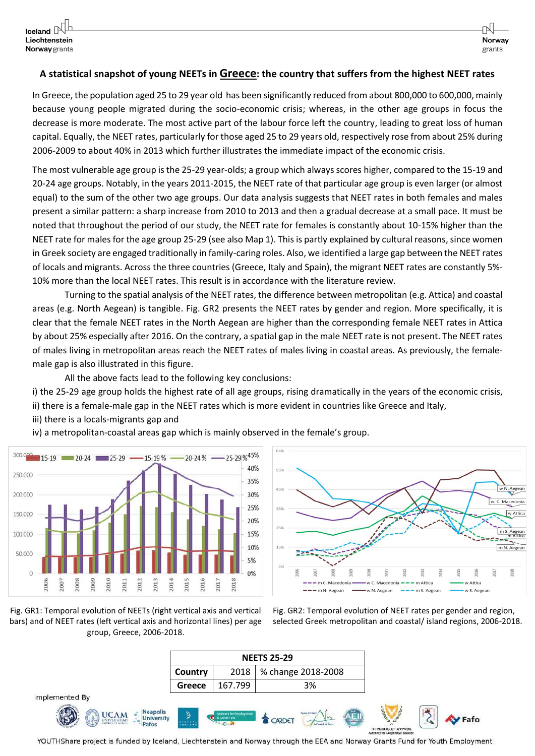### A statistical snapshot of young NEETs in Greece: the country that suffers from the highest NEET rates

In Greece, the population aged 25 to 29 year old has been significantly reduced from about 800,000 to 600,000, mainly because young people migrated during the socio-economic crisis; whereas, in the other age groups in focus the decrease is more moderate. The most active part of the labour force left the country, leading to great loss of human capital. Equally, the NEET rates, particularly for those aged 25 to 29 years old, respectively rose from about 25% during 2006-2009 to about 40% in 2013 which further illustrates the immediate impact of the economic crisis.

The most vulnerable age group is the 25-29 year-olds; a group which always scores higher, compared to the 15-19 and 20-24 age groups. Notably, in the years 2011-2015, the NEET rate of that particular age group is even larger (or almost equal) to the sum of the other two age groups. Our data analysis suggests that NEET rates in both females and males present a similar pattern: a sharp increase from 2010 to 2013 and then a gradual decrease at a small pace. It must be noted that throughout the period of our study, the NEET rate for females is constantly about 10-15% higher than the NEET rate for males for the age group 25-29 (see also Map 1). This is partly explained by cultural reasons, since women in Greek society are engaged traditionally in family-caring roles. Also, we identified a large gap between the NEET rates of locals and migrants. Across the three countries (Greece, Italy and Spain), the migrant NEET rates are constantly 5%-10% more than the local NEET rates. This result is in accordance with the literature review.

Turning to the spatial analysis of the NEET rates, the difference between metropolitan (e.g. Attica) and coastal areas (e.g. North Aegean) is tangible. Fig. GR2 presents the NEET rates by gender and region. More specifically, it is clear that the female NEET rates in the North Aegean are higher than the corresponding female NEET rates in Attica by about 25% especially after 2016. On the contrary, a spatial gap in the male NEET rate is not present. The NEET rates of males living in metropolitan areas reach the NEET rates of males living in coastal areas. As previously, the female-male gap is also illustrated in this figure.

All the above facts lead to the following key conclusions:

i) the 25-29 age group holds the highest rate of all age groups, rising dramatically in the years of the economic crisis,
ii) there is a female-male gap in the NEET rates which is more evident in countries like Greece and Italy,
iii) there is a locals-migrants gap and
iv) a metropolitan-coastal areas gap which is mainly observed in the female's group.

Fig. GR1: Temporal evolution of NEETs (right vertical axis and vertical bars) and of NEET rates (left vertical axis and horizontal lines) per age group, Greece, 2006-2018.

Fig. GR2: Temporal evolution of NEET rates per gender and region, selected Greek metropolitan and coastal/ island regions, 2006-2018.

| NEETS 25-29 | | |
|---|---|---|
| Country | 2018 | % change 2018-2008 |
| Greece | 167.799 | 3% |

Implemented By

YOUTHShare project is funded by Iceland, Liechtenstein and Norway through the EEA and Norway Grants Fund for Youth Employment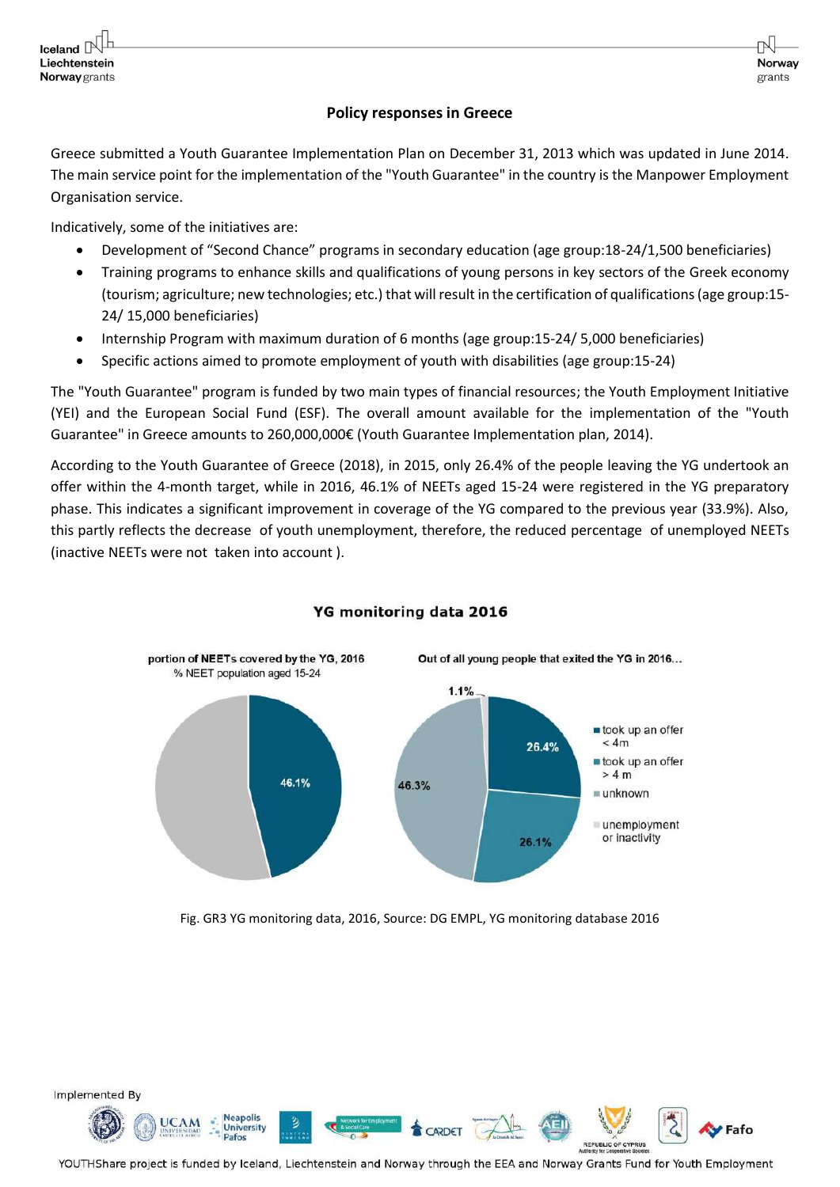## Policy responses in Greece

Greece submitted a Youth Guarantee Implementation Plan on December 31, 2013 which was updated in June 2014. The main service point for the implementation of the "Youth Guarantee" in the country is the Manpower Employment Organisation service.

Indicatively, some of the initiatives are:

- Development of "Second Chance" programs in secondary education (age group:18-24/1,500 beneficiaries)
- Training programs to enhance skills and qualifications of young persons in key sectors of the Greek economy (tourism; agriculture; new technologies; etc.) that will result in the certification of qualifications (age group:15-24/ 15,000 beneficiaries)
- Internship Program with maximum duration of 6 months (age group:15-24/ 5,000 beneficiaries)
- Specific actions aimed to promote employment of youth with disabilities (age group:15-24)

The "Youth Guarantee" program is funded by two main types of financial resources; the Youth Employment Initiative (YEI) and the European Social Fund (ESF). The overall amount available for the implementation of the "Youth Guarantee" in Greece amounts to 260,000,000€ (Youth Guarantee Implementation plan, 2014).

According to the Youth Guarantee of Greece (2018), in 2015, only 26.4% of the people leaving the YG undertook an offer within the 4-month target, while in 2016, 46.1% of NEETs aged 15-24 were registered in the YG preparatory phase. This indicates a significant improvement in coverage of the YG compared to the previous year (33.9%). Also, this partly reflects the decrease of youth unemployment, therefore, the reduced percentage of unemployed NEETs (inactive NEETs were not taken into account ).

**YG monitoring data 2016**

portion of NEETs covered by the YG, 2016
% NEET population aged 15-24

- 46.1%

Out of all young people that exited the YG in 2016...

- took up an offer < 4m: 26.4%
- took up an offer > 4 m: 26.1%
- unknown: 46.3%
- unemployment or inactivity: 1.1%

Fig. GR3 YG monitoring data, 2016, Source: DG EMPL, YG monitoring database 2016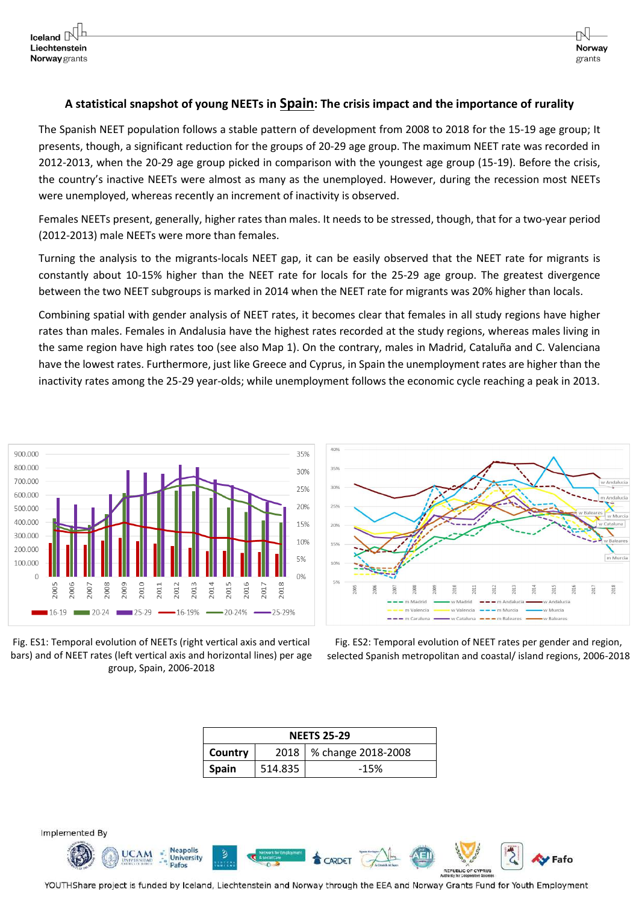### A statistical snapshot of young NEETs in Spain: The crisis impact and the importance of rurality

The Spanish NEET population follows a stable pattern of development from 2008 to 2018 for the 15-19 age group; It presents, though, a significant reduction for the groups of 20-29 age group. The maximum NEET rate was recorded in 2012-2013, when the 20-29 age group picked in comparison with the youngest age group (15-19). Before the crisis, the country's inactive NEETs were almost as many as the unemployed. However, during the recession most NEETs were unemployed, whereas recently an increment of inactivity is observed.

Females NEETs present, generally, higher rates than males. It needs to be stressed, though, that for a two-year period (2012-2013) male NEETs were more than females.

Turning the analysis to the migrants-locals NEET gap, it can be easily observed that the NEET rate for migrants is constantly about 10-15% higher than the NEET rate for locals for the 25-29 age group. The greatest divergence between the two NEET subgroups is marked in 2014 when the NEET rate for migrants was 20% higher than locals.

Combining spatial with gender analysis of NEET rates, it becomes clear that females in all study regions have higher rates than males. Females in Andalusia have the highest rates recorded at the study regions, whereas males living in the same region have high rates too (see also Map 1). On the contrary, males in Madrid, Cataluña and C. Valenciana have the lowest rates. Furthermore, just like Greece and Cyprus, in Spain the unemployment rates are higher than the inactivity rates among the 25-29 year-olds; while unemployment follows the economic cycle reaching a peak in 2013.

Fig. ES1: Temporal evolution of NEETs (right vertical axis and vertical bars) and of NEET rates (left vertical axis and horizontal lines) per age group, Spain, 2006-2018

Fig. ES2: Temporal evolution of NEET rates per gender and region, selected Spanish metropolitan and coastal/ island regions, 2006-2018

| NEETS 25-29 | | |
|---|---|---|
| **Country** | 2018 | % change 2018-2008 |
| **Spain** | 514.835 | -15% |

Implemented By

YOUTHShare project is funded by Iceland, Liechtenstein and Norway through the EEA and Norway Grants Fund for Youth Employment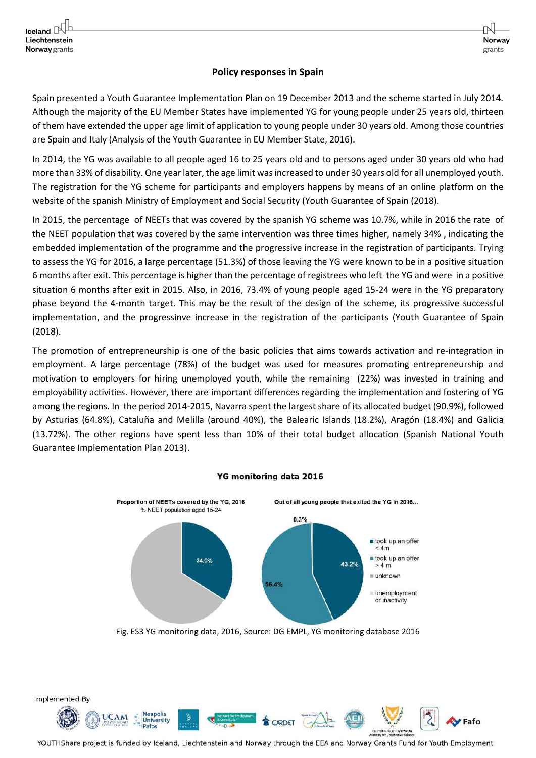## Policy responses in Spain

Spain presented a Youth Guarantee Implementation Plan on 19 December 2013 and the scheme started in July 2014. Although the majority of the EU Member States have implemented YG for young people under 25 years old, thirteen of them have extended the upper age limit of application to young people under 30 years old. Among those countries are Spain and Italy (Analysis of the Youth Guarantee in EU Member State, 2016).

In 2014, the YG was available to all people aged 16 to 25 years old and to persons aged under 30 years old who had more than 33% of disability. One year later, the age limit was increased to under 30 years old for all unemployed youth. The registration for the YG scheme for participants and employers happens by means of an online platform on the website of the spanish Ministry of Employment and Social Security (Youth Guarantee of Spain (2018).

In 2015, the percentage of NEETs that was covered by the spanish YG scheme was 10.7%, while in 2016 the rate of the NEET population that was covered by the same intervention was three times higher, namely 34% , indicating the embedded implementation of the programme and the progressive increase in the registration of participants. Trying to assess the YG for 2016, a large percentage (51.3%) of those leaving the YG were known to be in a positive situation 6 months after exit. This percentage is higher than the percentage of registrees who left the YG and were in a positive situation 6 months after exit in 2015. Also, in 2016, 73.4% of young people aged 15-24 were in the YG preparatory phase beyond the 4-month target. This may be the result of the design of the scheme, its progressive successful implementation, and the progressinve increase in the registration of the participants (Youth Guarantee of Spain (2018).

The promotion of entrepreneurship is one of the basic policies that aims towards activation and re-integration in employment. A large percentage (78%) of the budget was used for measures promoting entrepreneurship and motivation to employers for hiring unemployed youth, while the remaining (22%) was invested in training and employability activities. However, there are important differences regarding the implementation and fostering of YG among the regions. In the period 2014-2015, Navarra spent the largest share of its allocated budget (90.9%), followed by Asturias (64.8%), Cataluña and Melilla (around 40%), the Balearic Islands (18.2%), Aragón (18.4%) and Galicia (13.72%). The other regions have spent less than 10% of their total budget allocation (Spanish National Youth Guarantee Implementation Plan 2013).

**YG monitoring data 2016**

**Proportion of NEETs covered by the YG, 2016**
% NEET population aged 15-24

34.0%

**Out of all young people that exited the YG in 2016...**

- took up an offer < 4m: 43.2%
- took up an offer > 4 m: 56.4%
- unknown: 0.3%
- unemployment or inactivity

Fig. ES3 YG monitoring data, 2016, Source: DG EMPL, YG monitoring database 2016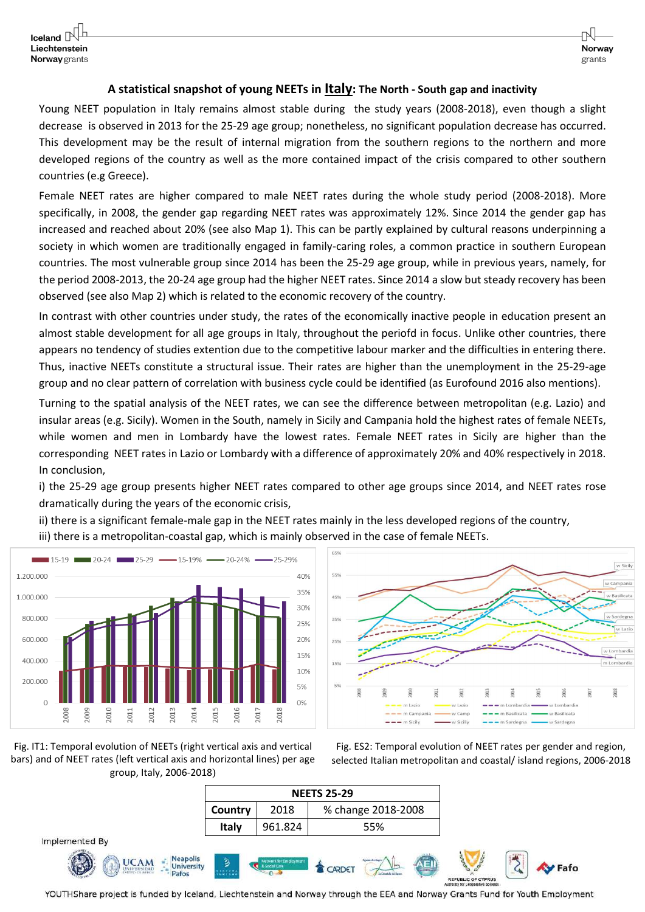## A statistical snapshot of young NEETs in Italy: The North - South gap and inactivity

Young NEET population in Italy remains almost stable during the study years (2008-2018), even though a slight decrease is observed in 2013 for the 25-29 age group; nonetheless, no significant population decrease has occurred. This development may be the result of internal migration from the southern regions to the northern and more developed regions of the country as well as the more contained impact of the crisis compared to other southern countries (e.g Greece).

Female NEET rates are higher compared to male NEET rates during the whole study period (2008-2018). More specifically, in 2008, the gender gap regarding NEET rates was approximately 12%. Since 2014 the gender gap has increased and reached about 20% (see also Map 1). This can be partly explained by cultural reasons underpinning a society in which women are traditionally engaged in family-caring roles, a common practice in southern European countries. The most vulnerable group since 2014 has been the 25-29 age group, while in previous years, namely, for the period 2008-2013, the 20-24 age group had the higher NEET rates. Since 2014 a slow but steady recovery has been observed (see also Map 2) which is related to the economic recovery of the country.

In contrast with other countries under study, the rates of the economically inactive people in education present an almost stable development for all age groups in Italy, throughout the periofd in focus. Unlike other countries, there appears no tendency of studies extention due to the competitive labour marker and the difficulties in entering there. Thus, inactive NEETs constitute a structural issue. Their rates are higher than the unemployment in the 25-29-age group and no clear pattern of correlation with business cycle could be identified (as Eurofound 2016 also mentions).

Turning to the spatial analysis of the NEET rates, we can see the difference between metropolitan (e.g. Lazio) and insular areas (e.g. Sicily). Women in the South, namely in Sicily and Campania hold the highest rates of female NEETs, while women and men in Lombardy have the lowest rates. Female NEET rates in Sicily are higher than the corresponding NEET rates in Lazio or Lombardy with a difference of approximately 20% and 40% respectively in 2018. In conclusion,

i) the 25-29 age group presents higher NEET rates compared to other age groups since 2014, and NEET rates rose dramatically during the years of the economic crisis,

ii) there is a significant female-male gap in the NEET rates mainly in the less developed regions of the country,

iii) there is a metropolitan-coastal gap, which is mainly observed in the case of female NEETs.

Fig. IT1: Temporal evolution of NEETs (right vertical axis and vertical bars) and of NEET rates (left vertical axis and horizontal lines) per age group, Italy, 2006-2018)

Fig. ES2: Temporal evolution of NEET rates per gender and region, selected Italian metropolitan and coastal/ island regions, 2006-2018

| NEETS 25-29 | | |
|---|---|---|
| Country | 2018 | % change 2018-2008 |
| Italy | 961.824 | 55% |

Implemented By

YOUTHShare project is funded by Iceland, Liechtenstein and Norway through the EEA and Norway Grants Fund for Youth Employment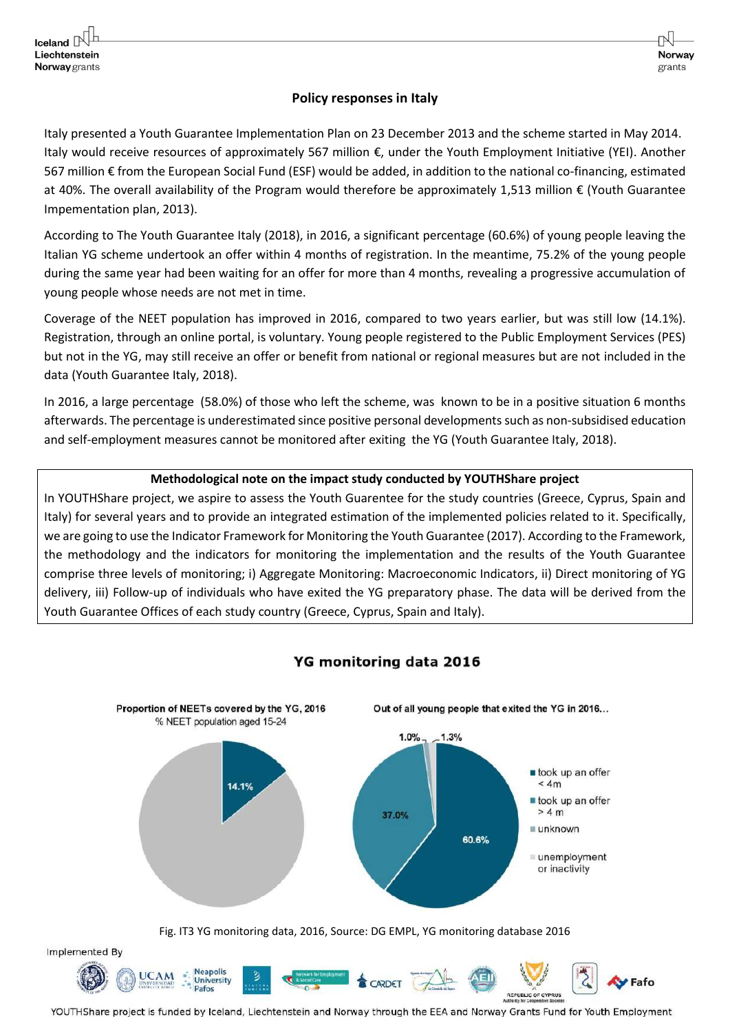## Policy responses in Italy

Italy presented a Youth Guarantee Implementation Plan on 23 December 2013 and the scheme started in May 2014. Italy would receive resources of approximately 567 million €, under the Youth Employment Initiative (YEI). Another 567 million € from the European Social Fund (ESF) would be added, in addition to the national co-financing, estimated at 40%. The overall availability of the Program would therefore be approximately 1,513 million € (Youth Guarantee Impementation plan, 2013).

According to The Youth Guarantee Italy (2018), in 2016, a significant percentage (60.6%) of young people leaving the Italian YG scheme undertook an offer within 4 months of registration. In the meantime, 75.2% of the young people during the same year had been waiting for an offer for more than 4 months, revealing a progressive accumulation of young people whose needs are not met in time.

Coverage of the NEET population has improved in 2016, compared to two years earlier, but was still low (14.1%). Registration, through an online portal, is voluntary. Young people registered to the Public Employment Services (PES) but not in the YG, may still receive an offer or benefit from national or regional measures but are not included in the data (Youth Guarantee Italy, 2018).

In 2016, a large percentage (58.0%) of those who left the scheme, was known to be in a positive situation 6 months afterwards. The percentage is underestimated since positive personal developments such as non-subsidised education and self-employment measures cannot be monitored after exiting the YG (Youth Guarantee Italy, 2018).

**Methodological note on the impact study conducted by YOUTHShare project**

In YOUTHShare project, we aspire to assess the Youth Guarentee for the study countries (Greece, Cyprus, Spain and Italy) for several years and to provide an integrated estimation of the implemented policies related to it. Specifically, we are going to use the Indicator Framework for Monitoring the Youth Guarantee (2017). According to the Framework, the methodology and the indicators for monitoring the implementation and the results of the Youth Guarantee comprise three levels of monitoring; i) Aggregate Monitoring: Macroeconomic Indicators, ii) Direct monitoring of YG delivery, iii) Follow-up of individuals who have exited the YG preparatory phase. The data will be derived from the Youth Guarantee Offices of each study country (Greece, Cyprus, Spain and Italy).

**YG monitoring data 2016**

Proportion of NEETs covered by the YG, 2016 — % NEET population aged 15-24: 14.1%

Out of all young people that exited the YG in 2016…

- took up an offer < 4m: 60.6%
- took up an offer > 4 m: 37.0%
- unknown: 1.0%
- unemployment or inactivity: 1.3%

Fig. IT3 YG monitoring data, 2016, Source: DG EMPL, YG monitoring database 2016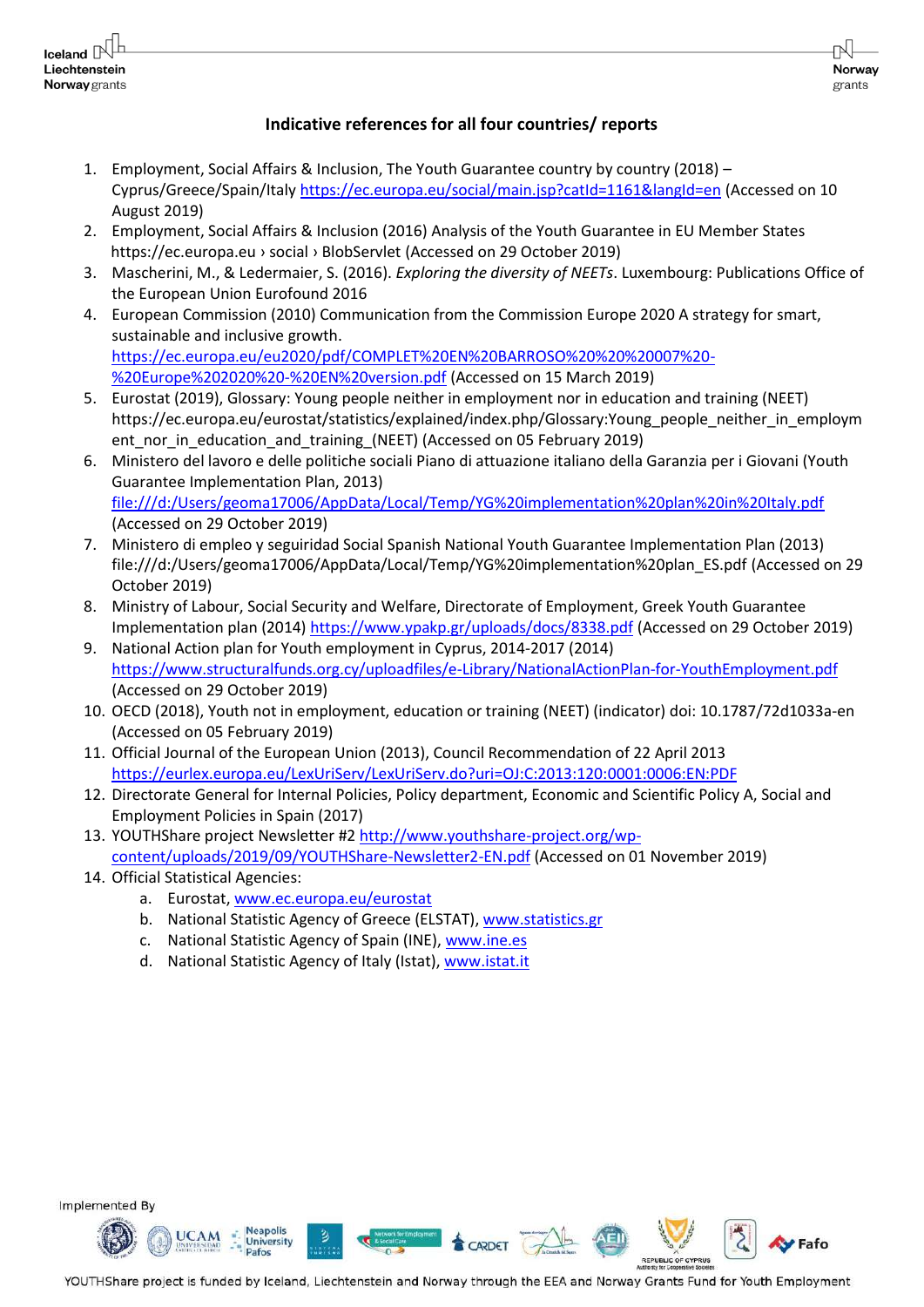## Indicative references for all four countries/ reports

1. Employment, Social Affairs & Inclusion, The Youth Guarantee country by country (2018) – Cyprus/Greece/Spain/Italy https://ec.europa.eu/social/main.jsp?catId=1161&langId=en (Accessed on 10 August 2019)
2. Employment, Social Affairs & Inclusion (2016) Analysis of the Youth Guarantee in EU Member States https://ec.europa.eu › social › BlobServlet (Accessed on 29 October 2019)
3. Mascherini, M., & Ledermaier, S. (2016). *Exploring the diversity of NEETs*. Luxembourg: Publications Office of the European Union Eurofound 2016
4. European Commission (2010) Communication from the Commission Europe 2020 A strategy for smart, sustainable and inclusive growth. https://ec.europa.eu/eu2020/pdf/COMPLET%20EN%20BARROSO%20%20%20007%20-%20Europe%202020%20-%20EN%20version.pdf (Accessed on 15 March 2019)
5. Eurostat (2019), Glossary: Young people neither in employment nor in education and training (NEET) https://ec.europa.eu/eurostat/statistics/explained/index.php/Glossary:Young_people_neither_in_employment_nor_in_education_and_training_(NEET) (Accessed on 05 February 2019)
6. Ministero del lavoro e delle politiche sociali Piano di attuazione italiano della Garanzia per i Giovani (Youth Guarantee Implementation Plan, 2013) file:///d:/Users/geoma17006/AppData/Local/Temp/YG%20implementation%20plan%20in%20Italy.pdf (Accessed on 29 October 2019)
7. Ministero di empleo y seguiridad Social Spanish National Youth Guarantee Implementation Plan (2013) file:///d:/Users/geoma17006/AppData/Local/Temp/YG%20implementation%20plan_ES.pdf (Accessed on 29 October 2019)
8. Ministry of Labour, Social Security and Welfare, Directorate of Employment, Greek Youth Guarantee Implementation plan (2014) https://www.ypakp.gr/uploads/docs/8338.pdf (Accessed on 29 October 2019)
9. National Action plan for Youth employment in Cyprus, 2014-2017 (2014) https://www.structuralfunds.org.cy/uploadfiles/e-Library/NationalActionPlan-for-YouthEmployment.pdf (Accessed on 29 October 2019)
10. OECD (2018), Youth not in employment, education or training (NEET) (indicator) doi: 10.1787/72d1033a-en (Accessed on 05 February 2019)
11. Official Journal of the European Union (2013), Council Recommendation of 22 April 2013 https://eurlex.europa.eu/LexUriServ/LexUriServ.do?uri=OJ:C:2013:120:0001:0006:EN:PDF
12. Directorate General for Internal Policies, Policy department, Economic and Scientific Policy A, Social and Employment Policies in Spain (2017)
13. YOUTHShare project Newsletter #2 http://www.youthshare-project.org/wp-content/uploads/2019/09/YOUTHShare-Newsletter2-EN.pdf (Accessed on 01 November 2019)
14. Official Statistical Agencies:
    a. Eurostat, www.ec.europa.eu/eurostat
    b. National Statistic Agency of Greece (ELSTAT), www.statistics.gr
    c. National Statistic Agency of Spain (INE), www.ine.es
    d. National Statistic Agency of Italy (Istat), www.istat.it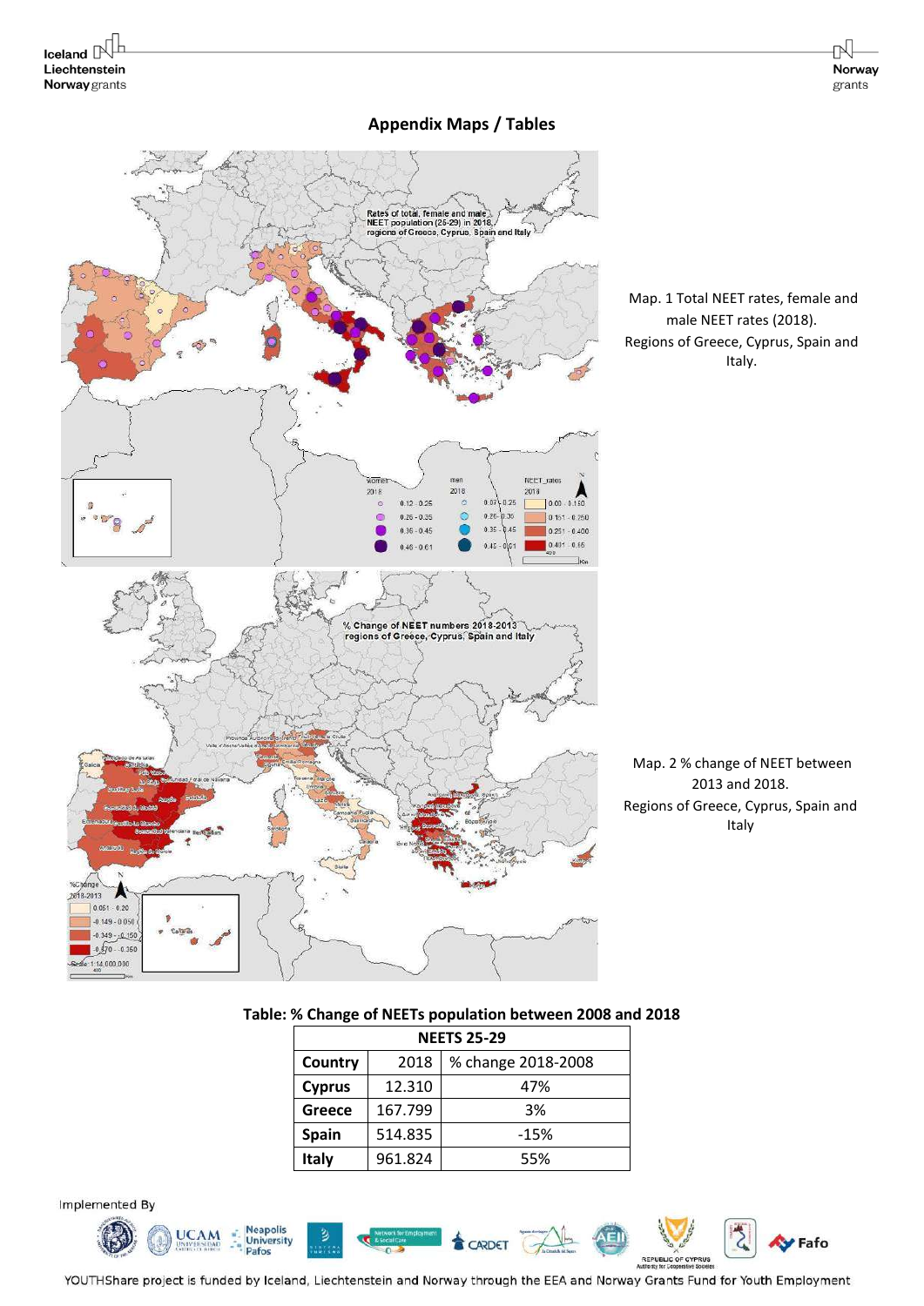## Appendix Maps / Tables

Rates of total, female and male NEET population (25-29) in 2018, regions of Greece, Cyprus, Spain and Italy

women 2018
0.12 - 0.25
0.26 - 0.35
0.36 - 0.45
0.46 - 0.61

men 2018
0.07 - 0.25
0.26 - 0.35
0.36 - 0.45
0.46 - 0.61

NEET_rates 2018
0.00 - 0.150
0.151 - 0.250
0.251 - 0.400
0.401 - 0.55

Map. 1 Total NEET rates, female and male NEET rates (2018). Regions of Greece, Cyprus, Spain and Italy.

% Change of NEET numbers 2018-2013 regions of Greece, Cyprus, Spain and Italy

%Change 2018-2013
0.051 - 0.20
-0.149 - 0.050
-0.349 - -0.150
-0.570 - -0.350

Scale: 1:14,000,000

Map. 2 % change of NEET between 2013 and 2018. Regions of Greece, Cyprus, Spain and Italy

**Table: % Change of NEETs population between 2008 and 2018**

| NEETS 25-29 | | |
|---|---|---|
| **Country** | 2018 | % change 2018-2008 |
| **Cyprus** | 12.310 | 47% |
| **Greece** | 167.799 | 3% |
| **Spain** | 514.835 | -15% |
| **Italy** | 961.824 | 55% |